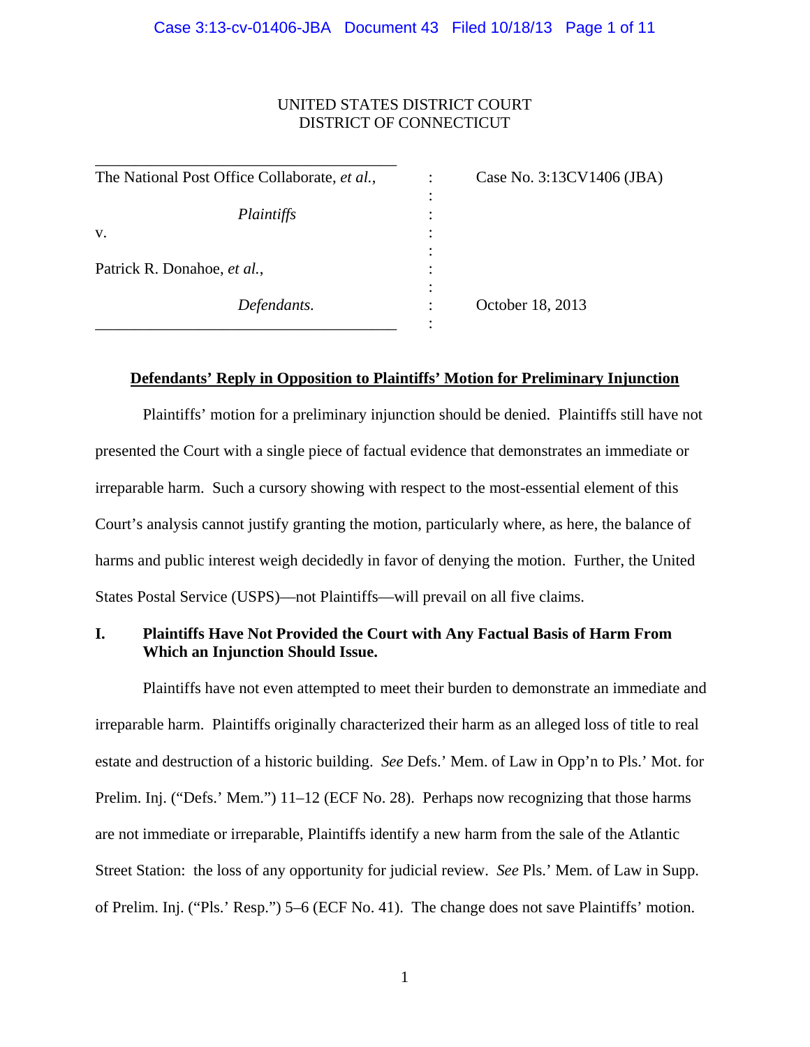UNITED STATES DISTRICT COURT
DISTRICT OF CONNECTICUT

| | | |
|---|---|---|
| The National Post Office Collaborate, *et al.*, | : | Case No. 3:13CV1406 (JBA) |
| *Plaintiffs* | : | |
| v. | : | |
| Patrick R. Donahoe, *et al.*, | : | |
| *Defendants.* | : | October 18, 2013 |

**Defendants' Reply in Opposition to Plaintiffs' Motion for Preliminary Injunction**

Plaintiffs' motion for a preliminary injunction should be denied. Plaintiffs still have not presented the Court with a single piece of factual evidence that demonstrates an immediate or irreparable harm. Such a cursory showing with respect to the most-essential element of this Court's analysis cannot justify granting the motion, particularly where, as here, the balance of harms and public interest weigh decidedly in favor of denying the motion. Further, the United States Postal Service (USPS)—not Plaintiffs—will prevail on all five claims.

## I. Plaintiffs Have Not Provided the Court with Any Factual Basis of Harm From Which an Injunction Should Issue.

Plaintiffs have not even attempted to meet their burden to demonstrate an immediate and irreparable harm. Plaintiffs originally characterized their harm as an alleged loss of title to real estate and destruction of a historic building. *See* Defs.' Mem. of Law in Opp'n to Pls.' Mot. for Prelim. Inj. ("Defs.' Mem.") 11–12 (ECF No. 28). Perhaps now recognizing that those harms are not immediate or irreparable, Plaintiffs identify a new harm from the sale of the Atlantic Street Station: the loss of any opportunity for judicial review. *See* Pls.' Mem. of Law in Supp. of Prelim. Inj. ("Pls.' Resp.") 5–6 (ECF No. 41). The change does not save Plaintiffs' motion.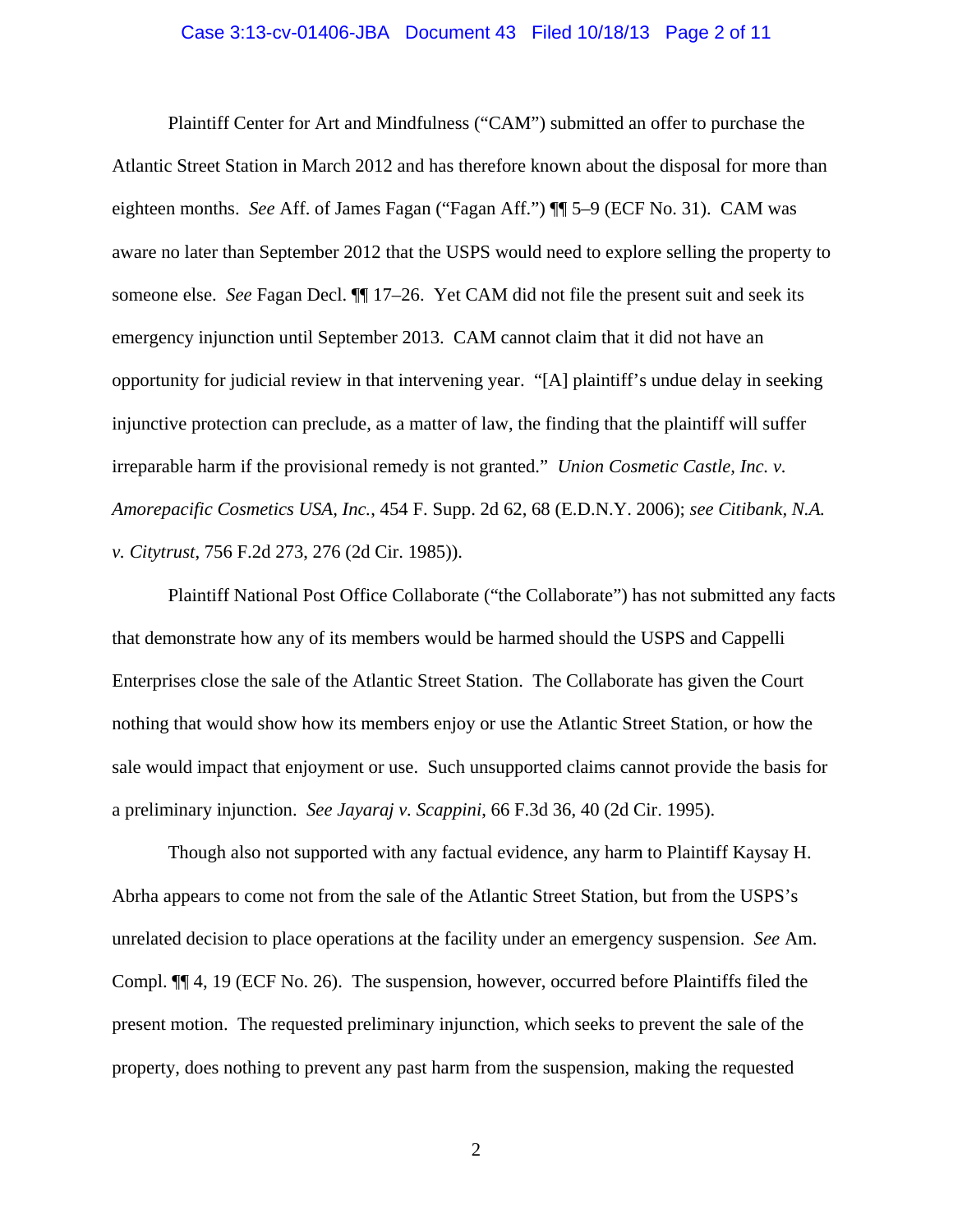Plaintiff Center for Art and Mindfulness ("CAM") submitted an offer to purchase the Atlantic Street Station in March 2012 and has therefore known about the disposal for more than eighteen months. *See* Aff. of James Fagan ("Fagan Aff.") ¶¶ 5–9 (ECF No. 31). CAM was aware no later than September 2012 that the USPS would need to explore selling the property to someone else. *See* Fagan Decl. ¶¶ 17–26. Yet CAM did not file the present suit and seek its emergency injunction until September 2013. CAM cannot claim that it did not have an opportunity for judicial review in that intervening year. "[A] plaintiff's undue delay in seeking injunctive protection can preclude, as a matter of law, the finding that the plaintiff will suffer irreparable harm if the provisional remedy is not granted." *Union Cosmetic Castle, Inc. v. Amorepacific Cosmetics USA, Inc.*, 454 F. Supp. 2d 62, 68 (E.D.N.Y. 2006); *see Citibank, N.A. v. Citytrust*, 756 F.2d 273, 276 (2d Cir. 1985)).

Plaintiff National Post Office Collaborate ("the Collaborate") has not submitted any facts that demonstrate how any of its members would be harmed should the USPS and Cappelli Enterprises close the sale of the Atlantic Street Station. The Collaborate has given the Court nothing that would show how its members enjoy or use the Atlantic Street Station, or how the sale would impact that enjoyment or use. Such unsupported claims cannot provide the basis for a preliminary injunction. *See Jayaraj v. Scappini*, 66 F.3d 36, 40 (2d Cir. 1995).

Though also not supported with any factual evidence, any harm to Plaintiff Kaysay H. Abrha appears to come not from the sale of the Atlantic Street Station, but from the USPS's unrelated decision to place operations at the facility under an emergency suspension. *See* Am. Compl. ¶¶ 4, 19 (ECF No. 26). The suspension, however, occurred before Plaintiffs filed the present motion. The requested preliminary injunction, which seeks to prevent the sale of the property, does nothing to prevent any past harm from the suspension, making the requested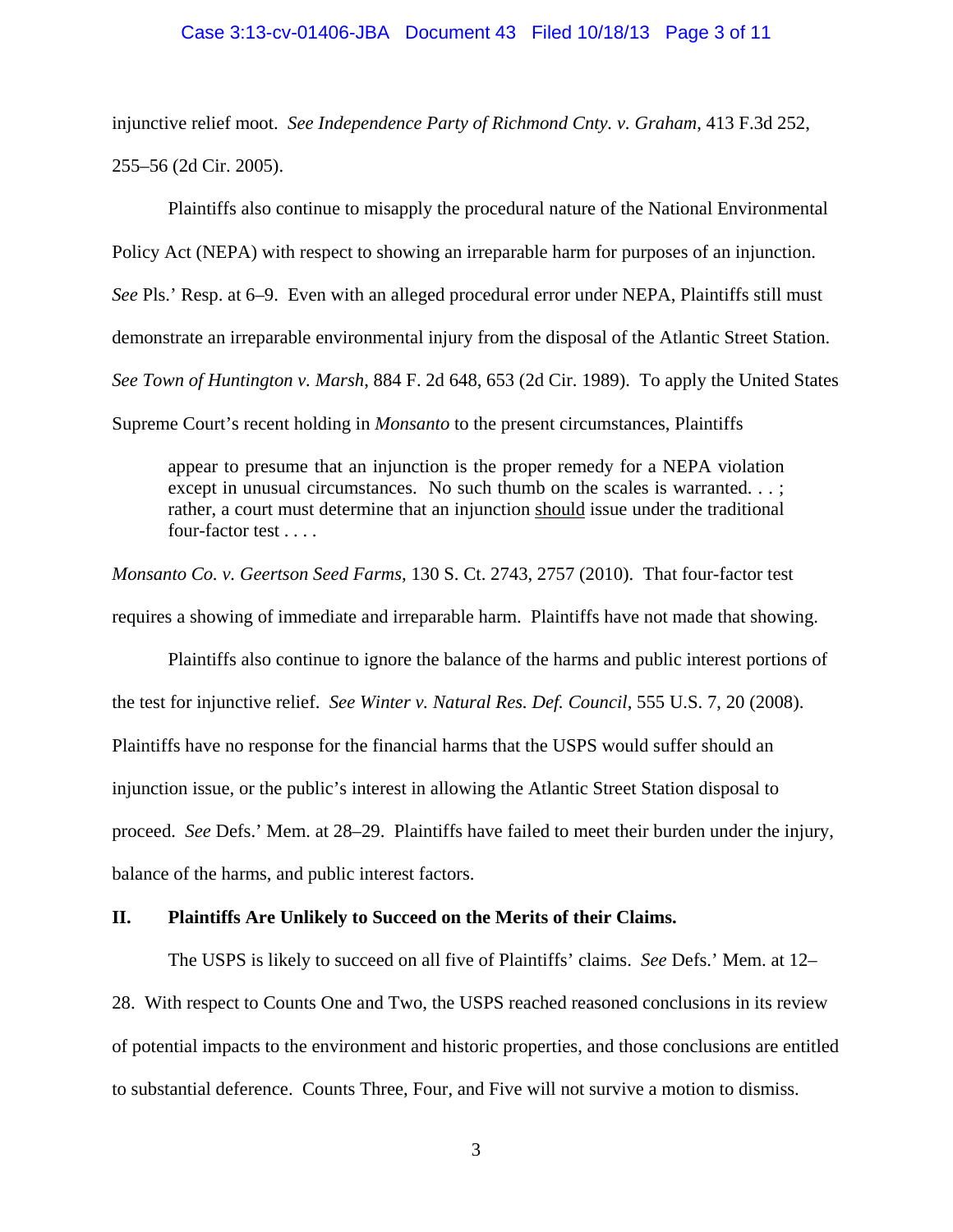injunctive relief moot. *See Independence Party of Richmond Cnty. v. Graham*, 413 F.3d 252, 255–56 (2d Cir. 2005).

Plaintiffs also continue to misapply the procedural nature of the National Environmental Policy Act (NEPA) with respect to showing an irreparable harm for purposes of an injunction. *See* Pls.' Resp. at 6–9. Even with an alleged procedural error under NEPA, Plaintiffs still must demonstrate an irreparable environmental injury from the disposal of the Atlantic Street Station. *See Town of Huntington v. Marsh*, 884 F. 2d 648, 653 (2d Cir. 1989). To apply the United States Supreme Court's recent holding in *Monsanto* to the present circumstances, Plaintiffs

> appear to presume that an injunction is the proper remedy for a NEPA violation except in unusual circumstances. No such thumb on the scales is warranted. . . ; rather, a court must determine that an injunction <u>should</u> issue under the traditional four-factor test . . . .

*Monsanto Co. v. Geertson Seed Farms*, 130 S. Ct. 2743, 2757 (2010). That four-factor test requires a showing of immediate and irreparable harm. Plaintiffs have not made that showing.

Plaintiffs also continue to ignore the balance of the harms and public interest portions of the test for injunctive relief. *See Winter v. Natural Res. Def. Council*, 555 U.S. 7, 20 (2008). Plaintiffs have no response for the financial harms that the USPS would suffer should an injunction issue, or the public's interest in allowing the Atlantic Street Station disposal to proceed. *See* Defs.' Mem. at 28–29. Plaintiffs have failed to meet their burden under the injury, balance of the harms, and public interest factors.

## II. Plaintiffs Are Unlikely to Succeed on the Merits of their Claims.

The USPS is likely to succeed on all five of Plaintiffs' claims. *See* Defs.' Mem. at 12–28. With respect to Counts One and Two, the USPS reached reasoned conclusions in its review of potential impacts to the environment and historic properties, and those conclusions are entitled to substantial deference. Counts Three, Four, and Five will not survive a motion to dismiss.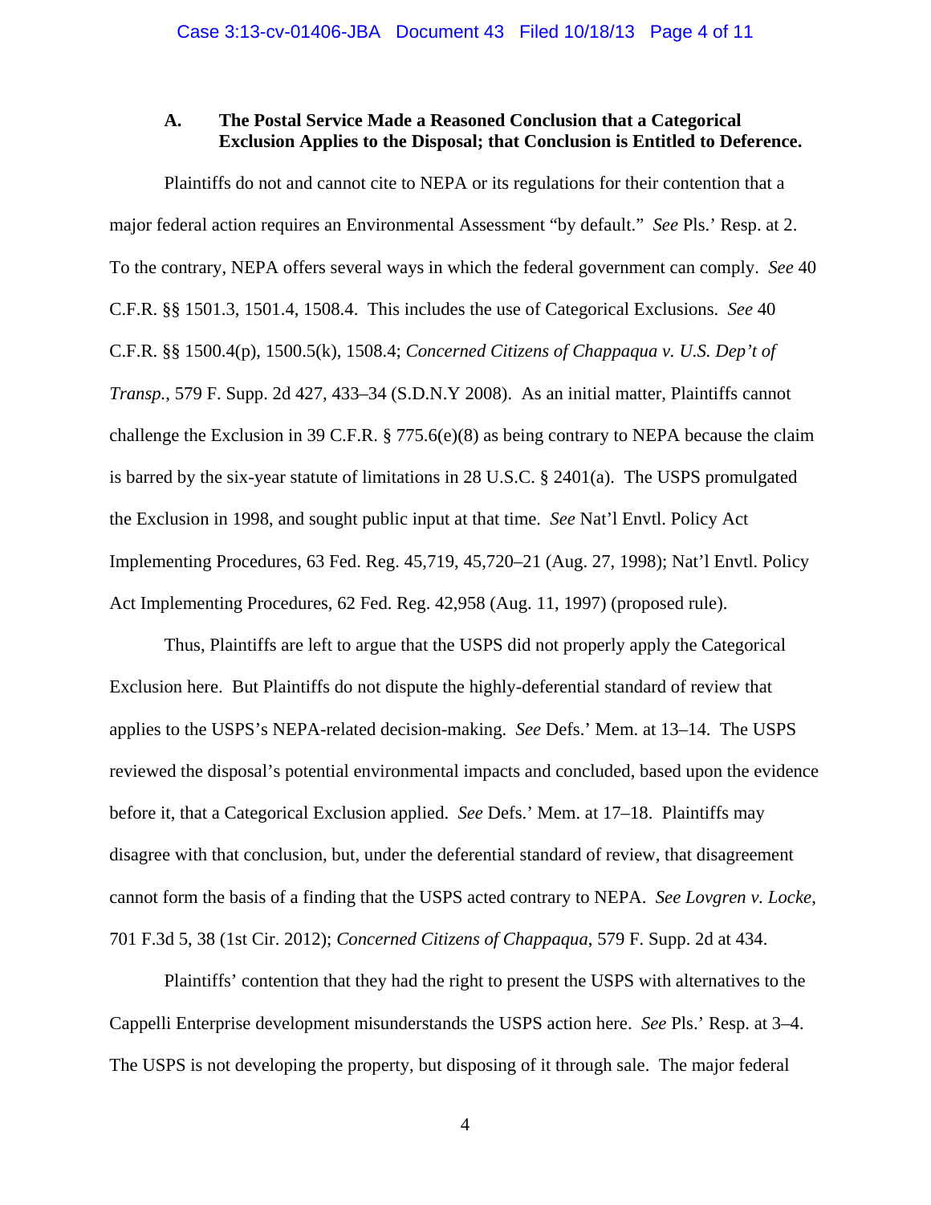### A. The Postal Service Made a Reasoned Conclusion that a Categorical Exclusion Applies to the Disposal; that Conclusion is Entitled to Deference.

Plaintiffs do not and cannot cite to NEPA or its regulations for their contention that a major federal action requires an Environmental Assessment "by default." *See* Pls.' Resp. at 2. To the contrary, NEPA offers several ways in which the federal government can comply. *See* 40 C.F.R. §§ 1501.3, 1501.4, 1508.4. This includes the use of Categorical Exclusions. *See* 40 C.F.R. §§ 1500.4(p), 1500.5(k), 1508.4; *Concerned Citizens of Chappaqua v. U.S. Dep't of Transp.*, 579 F. Supp. 2d 427, 433–34 (S.D.N.Y 2008). As an initial matter, Plaintiffs cannot challenge the Exclusion in 39 C.F.R. § 775.6(e)(8) as being contrary to NEPA because the claim is barred by the six-year statute of limitations in 28 U.S.C. § 2401(a). The USPS promulgated the Exclusion in 1998, and sought public input at that time. *See* Nat'l Envtl. Policy Act Implementing Procedures, 63 Fed. Reg. 45,719, 45,720–21 (Aug. 27, 1998); Nat'l Envtl. Policy Act Implementing Procedures, 62 Fed. Reg. 42,958 (Aug. 11, 1997) (proposed rule).

Thus, Plaintiffs are left to argue that the USPS did not properly apply the Categorical Exclusion here. But Plaintiffs do not dispute the highly-deferential standard of review that applies to the USPS's NEPA-related decision-making. *See* Defs.' Mem. at 13–14. The USPS reviewed the disposal's potential environmental impacts and concluded, based upon the evidence before it, that a Categorical Exclusion applied. *See* Defs.' Mem. at 17–18. Plaintiffs may disagree with that conclusion, but, under the deferential standard of review, that disagreement cannot form the basis of a finding that the USPS acted contrary to NEPA. *See Lovgren v. Locke*, 701 F.3d 5, 38 (1st Cir. 2012); *Concerned Citizens of Chappaqua*, 579 F. Supp. 2d at 434.

Plaintiffs' contention that they had the right to present the USPS with alternatives to the Cappelli Enterprise development misunderstands the USPS action here. *See* Pls.' Resp. at 3–4. The USPS is not developing the property, but disposing of it through sale. The major federal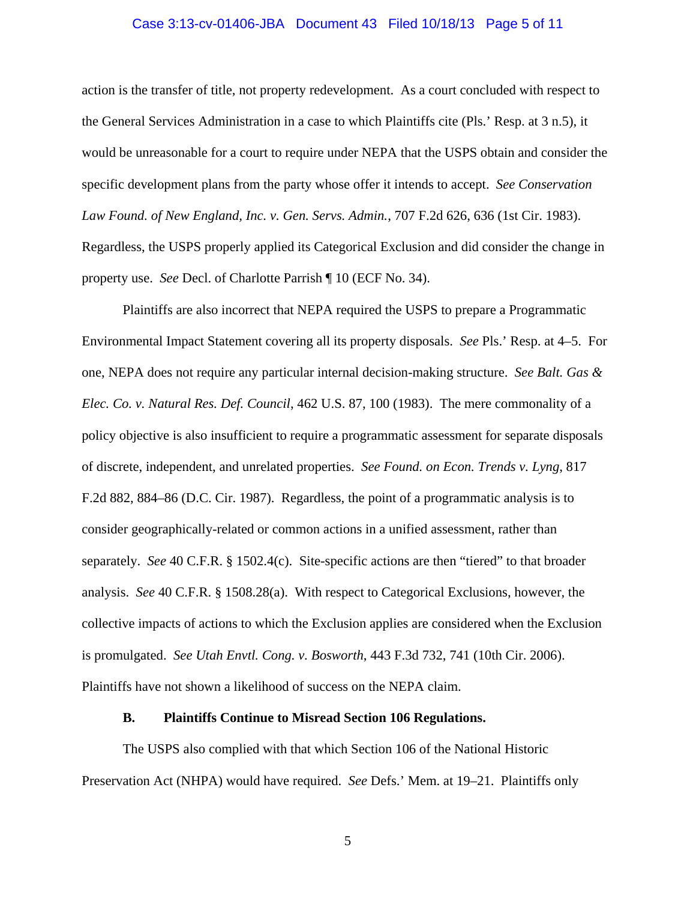action is the transfer of title, not property redevelopment. As a court concluded with respect to the General Services Administration in a case to which Plaintiffs cite (Pls.' Resp. at 3 n.5), it would be unreasonable for a court to require under NEPA that the USPS obtain and consider the specific development plans from the party whose offer it intends to accept. *See Conservation Law Found. of New England, Inc. v. Gen. Servs. Admin.*, 707 F.2d 626, 636 (1st Cir. 1983). Regardless, the USPS properly applied its Categorical Exclusion and did consider the change in property use. *See* Decl. of Charlotte Parrish ¶ 10 (ECF No. 34).

Plaintiffs are also incorrect that NEPA required the USPS to prepare a Programmatic Environmental Impact Statement covering all its property disposals. *See* Pls.' Resp. at 4–5. For one, NEPA does not require any particular internal decision-making structure. *See Balt. Gas & Elec. Co. v. Natural Res. Def. Council*, 462 U.S. 87, 100 (1983). The mere commonality of a policy objective is also insufficient to require a programmatic assessment for separate disposals of discrete, independent, and unrelated properties. *See Found. on Econ. Trends v. Lyng*, 817 F.2d 882, 884–86 (D.C. Cir. 1987). Regardless, the point of a programmatic analysis is to consider geographically-related or common actions in a unified assessment, rather than separately. *See* 40 C.F.R. § 1502.4(c). Site-specific actions are then "tiered" to that broader analysis. *See* 40 C.F.R. § 1508.28(a). With respect to Categorical Exclusions, however, the collective impacts of actions to which the Exclusion applies are considered when the Exclusion is promulgated. *See Utah Envtl. Cong. v. Bosworth*, 443 F.3d 732, 741 (10th Cir. 2006). Plaintiffs have not shown a likelihood of success on the NEPA claim.

### B. Plaintiffs Continue to Misread Section 106 Regulations.

The USPS also complied with that which Section 106 of the National Historic Preservation Act (NHPA) would have required. *See* Defs.' Mem. at 19–21. Plaintiffs only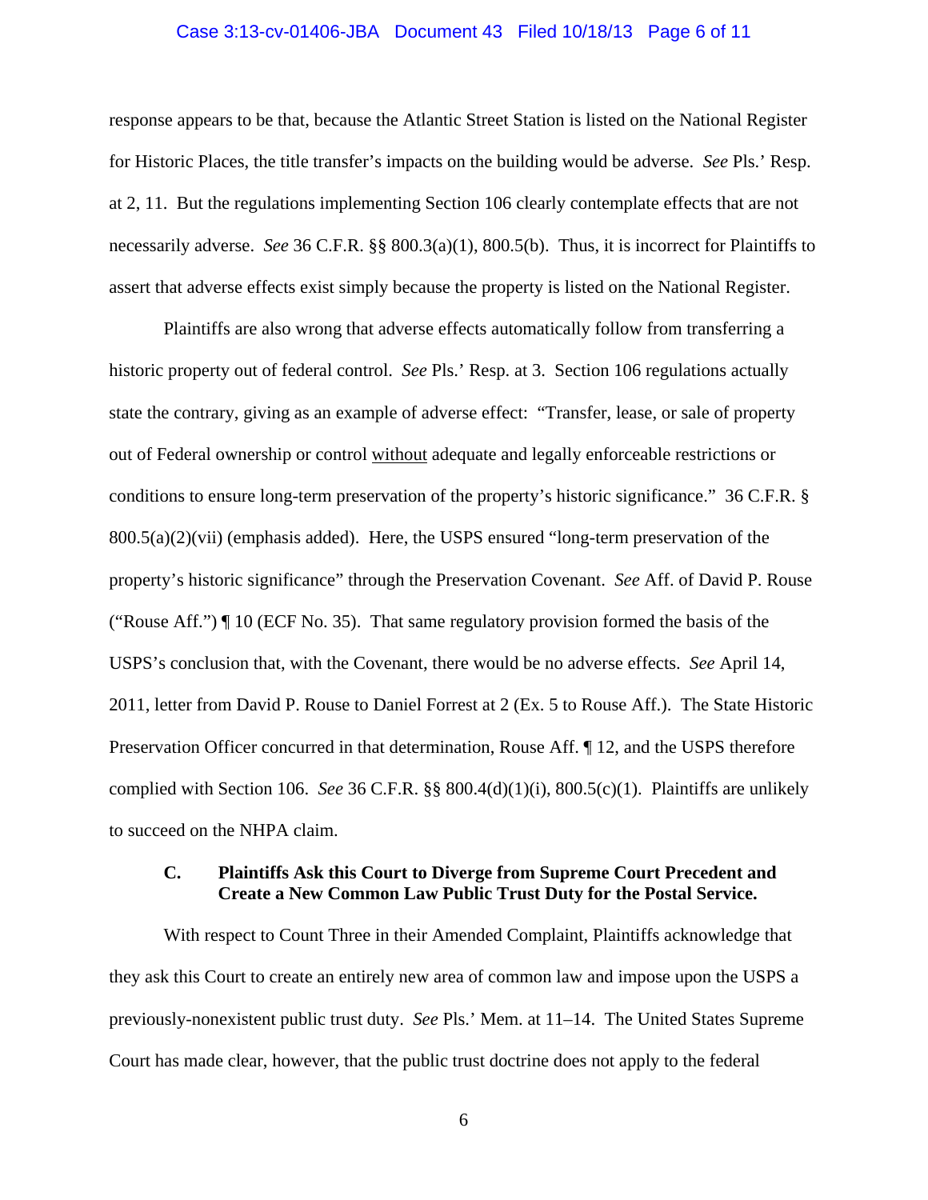response appears to be that, because the Atlantic Street Station is listed on the National Register for Historic Places, the title transfer's impacts on the building would be adverse. *See* Pls.' Resp. at 2, 11. But the regulations implementing Section 106 clearly contemplate effects that are not necessarily adverse. *See* 36 C.F.R. §§ 800.3(a)(1), 800.5(b). Thus, it is incorrect for Plaintiffs to assert that adverse effects exist simply because the property is listed on the National Register.

Plaintiffs are also wrong that adverse effects automatically follow from transferring a historic property out of federal control. *See* Pls.' Resp. at 3. Section 106 regulations actually state the contrary, giving as an example of adverse effect: "Transfer, lease, or sale of property out of Federal ownership or control <u>without</u> adequate and legally enforceable restrictions or conditions to ensure long-term preservation of the property's historic significance." 36 C.F.R. § 800.5(a)(2)(vii) (emphasis added). Here, the USPS ensured "long-term preservation of the property's historic significance" through the Preservation Covenant. *See* Aff. of David P. Rouse ("Rouse Aff.") ¶ 10 (ECF No. 35). That same regulatory provision formed the basis of the USPS's conclusion that, with the Covenant, there would be no adverse effects. *See* April 14, 2011, letter from David P. Rouse to Daniel Forrest at 2 (Ex. 5 to Rouse Aff.). The State Historic Preservation Officer concurred in that determination, Rouse Aff. ¶ 12, and the USPS therefore complied with Section 106. *See* 36 C.F.R. §§ 800.4(d)(1)(i), 800.5(c)(1). Plaintiffs are unlikely to succeed on the NHPA claim.

### C. Plaintiffs Ask this Court to Diverge from Supreme Court Precedent and Create a New Common Law Public Trust Duty for the Postal Service.

With respect to Count Three in their Amended Complaint, Plaintiffs acknowledge that they ask this Court to create an entirely new area of common law and impose upon the USPS a previously-nonexistent public trust duty. *See* Pls.' Mem. at 11–14. The United States Supreme Court has made clear, however, that the public trust doctrine does not apply to the federal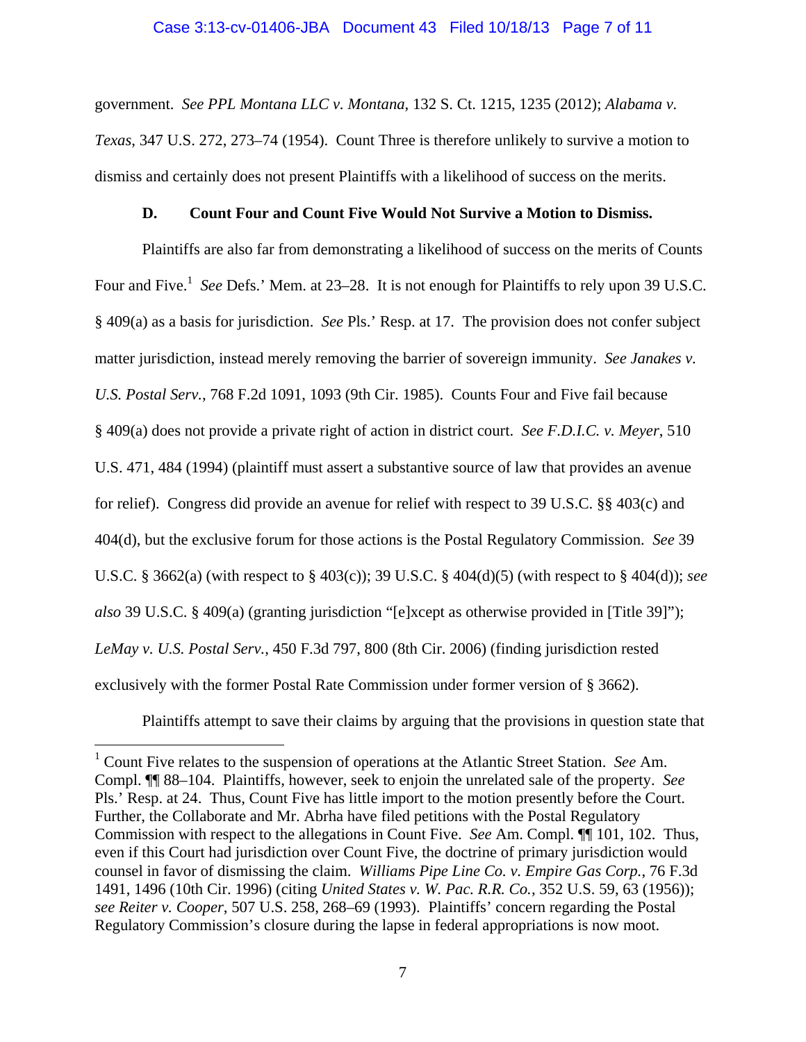government. *See PPL Montana LLC v. Montana*, 132 S. Ct. 1215, 1235 (2012); *Alabama v. Texas*, 347 U.S. 272, 273–74 (1954). Count Three is therefore unlikely to survive a motion to dismiss and certainly does not present Plaintiffs with a likelihood of success on the merits.

**D. Count Four and Count Five Would Not Survive a Motion to Dismiss.**

Plaintiffs are also far from demonstrating a likelihood of success on the merits of Counts Four and Five.[1] *See* Defs.' Mem. at 23–28. It is not enough for Plaintiffs to rely upon 39 U.S.C. § 409(a) as a basis for jurisdiction. *See* Pls.' Resp. at 17. The provision does not confer subject matter jurisdiction, instead merely removing the barrier of sovereign immunity. *See Janakes v. U.S. Postal Serv.*, 768 F.2d 1091, 1093 (9th Cir. 1985). Counts Four and Five fail because § 409(a) does not provide a private right of action in district court. *See F.D.I.C. v. Meyer*, 510 U.S. 471, 484 (1994) (plaintiff must assert a substantive source of law that provides an avenue for relief). Congress did provide an avenue for relief with respect to 39 U.S.C. §§ 403(c) and 404(d), but the exclusive forum for those actions is the Postal Regulatory Commission. *See* 39 U.S.C. § 3662(a) (with respect to § 403(c)); 39 U.S.C. § 404(d)(5) (with respect to § 404(d)); *see also* 39 U.S.C. § 409(a) (granting jurisdiction "[e]xcept as otherwise provided in [Title 39]"); *LeMay v. U.S. Postal Serv.*, 450 F.3d 797, 800 (8th Cir. 2006) (finding jurisdiction rested exclusively with the former Postal Rate Commission under former version of § 3662).

Plaintiffs attempt to save their claims by arguing that the provisions in question state that

---

[1] Count Five relates to the suspension of operations at the Atlantic Street Station. *See* Am. Compl. ¶¶ 88–104. Plaintiffs, however, seek to enjoin the unrelated sale of the property. *See* Pls.' Resp. at 24. Thus, Count Five has little import to the motion presently before the Court. Further, the Collaborate and Mr. Abrha have filed petitions with the Postal Regulatory Commission with respect to the allegations in Count Five. *See* Am. Compl. ¶¶ 101, 102. Thus, even if this Court had jurisdiction over Count Five, the doctrine of primary jurisdiction would counsel in favor of dismissing the claim. *Williams Pipe Line Co. v. Empire Gas Corp.*, 76 F.3d 1491, 1496 (10th Cir. 1996) (citing *United States v. W. Pac. R.R. Co.*, 352 U.S. 59, 63 (1956)); *see Reiter v. Cooper*, 507 U.S. 258, 268–69 (1993). Plaintiffs' concern regarding the Postal Regulatory Commission's closure during the lapse in federal appropriations is now moot.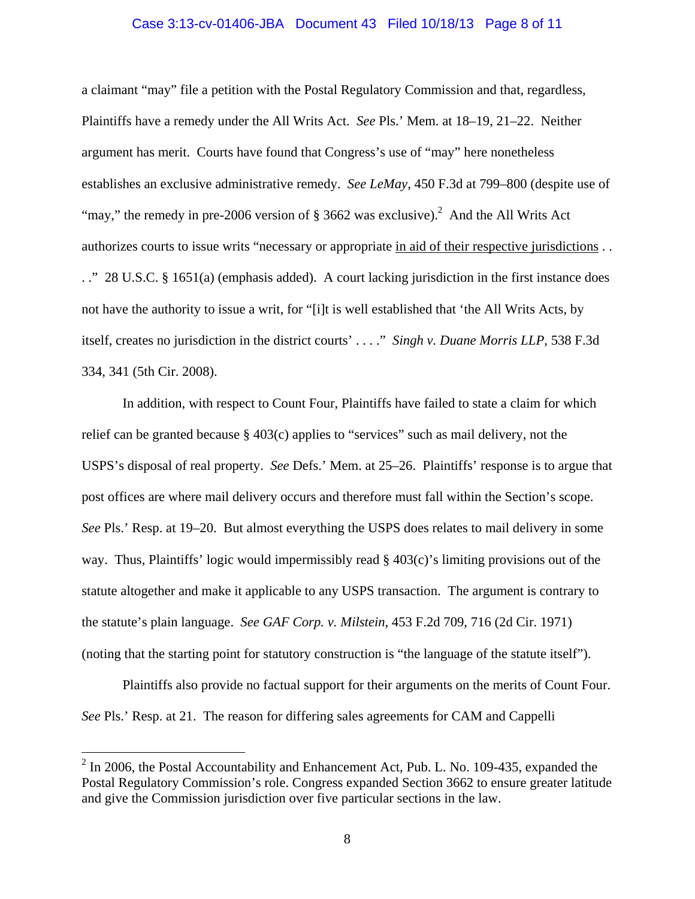a claimant "may" file a petition with the Postal Regulatory Commission and that, regardless, Plaintiffs have a remedy under the All Writs Act. *See* Pls.' Mem. at 18–19, 21–22. Neither argument has merit. Courts have found that Congress's use of "may" here nonetheless establishes an exclusive administrative remedy. *See LeMay*, 450 F.3d at 799–800 (despite use of "may," the remedy in pre-2006 version of § 3662 was exclusive).[2] And the All Writs Act authorizes courts to issue writs "necessary or appropriate <u>in aid of their respective jurisdictions</u> . . . ." 28 U.S.C. § 1651(a) (emphasis added). A court lacking jurisdiction in the first instance does not have the authority to issue a writ, for "[i]t is well established that 'the All Writs Acts, by itself, creates no jurisdiction in the district courts' . . . ." *Singh v. Duane Morris LLP*, 538 F.3d 334, 341 (5th Cir. 2008).

In addition, with respect to Count Four, Plaintiffs have failed to state a claim for which relief can be granted because § 403(c) applies to "services" such as mail delivery, not the USPS's disposal of real property. *See* Defs.' Mem. at 25–26. Plaintiffs' response is to argue that post offices are where mail delivery occurs and therefore must fall within the Section's scope. *See* Pls.' Resp. at 19–20. But almost everything the USPS does relates to mail delivery in some way. Thus, Plaintiffs' logic would impermissibly read § 403(c)'s limiting provisions out of the statute altogether and make it applicable to any USPS transaction. The argument is contrary to the statute's plain language. *See GAF Corp. v. Milstein*, 453 F.2d 709, 716 (2d Cir. 1971) (noting that the starting point for statutory construction is "the language of the statute itself").

Plaintiffs also provide no factual support for their arguments on the merits of Count Four. *See* Pls.' Resp. at 21. The reason for differing sales agreements for CAM and Cappelli

---

[2] In 2006, the Postal Accountability and Enhancement Act, Pub. L. No. 109-435, expanded the Postal Regulatory Commission's role. Congress expanded Section 3662 to ensure greater latitude and give the Commission jurisdiction over five particular sections in the law.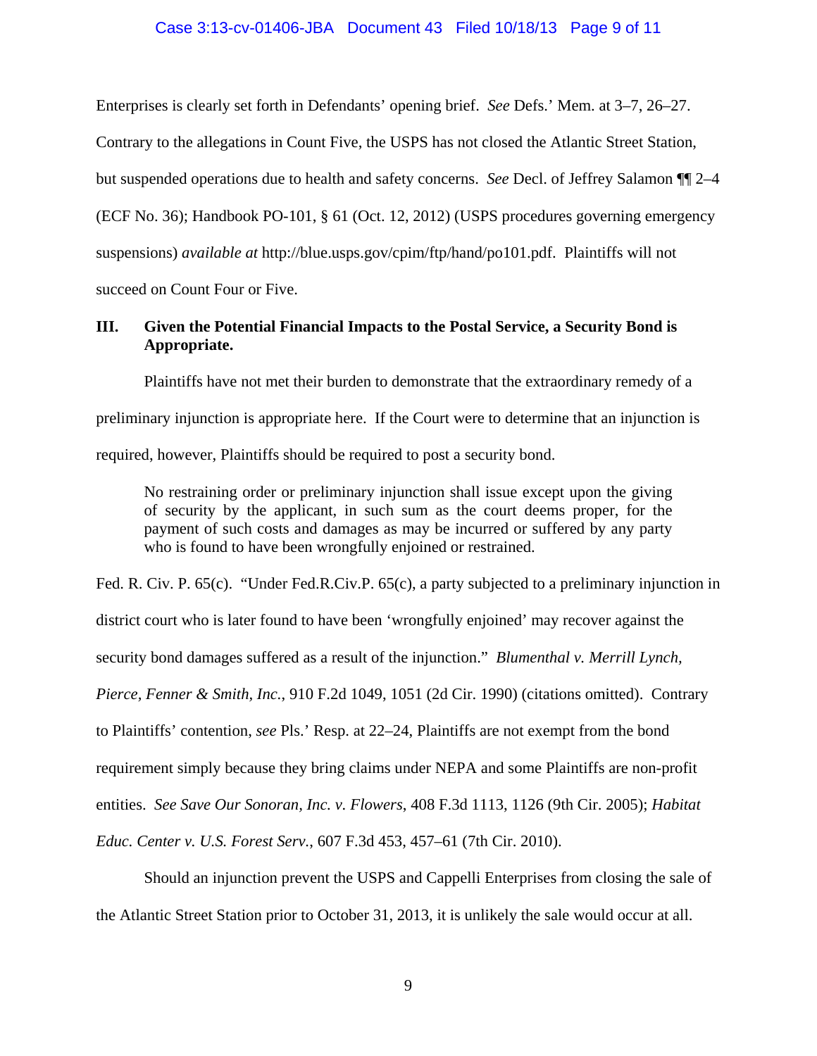Enterprises is clearly set forth in Defendants' opening brief. *See* Defs.' Mem. at 3–7, 26–27. Contrary to the allegations in Count Five, the USPS has not closed the Atlantic Street Station, but suspended operations due to health and safety concerns. *See* Decl. of Jeffrey Salamon ¶¶ 2–4 (ECF No. 36); Handbook PO-101, § 61 (Oct. 12, 2012) (USPS procedures governing emergency suspensions) *available at* http://blue.usps.gov/cpim/ftp/hand/po101.pdf. Plaintiffs will not succeed on Count Four or Five.

### III. Given the Potential Financial Impacts to the Postal Service, a Security Bond is Appropriate.

Plaintiffs have not met their burden to demonstrate that the extraordinary remedy of a preliminary injunction is appropriate here. If the Court were to determine that an injunction is required, however, Plaintiffs should be required to post a security bond.

> No restraining order or preliminary injunction shall issue except upon the giving of security by the applicant, in such sum as the court deems proper, for the payment of such costs and damages as may be incurred or suffered by any party who is found to have been wrongfully enjoined or restrained.

Fed. R. Civ. P. 65(c). "Under Fed.R.Civ.P. 65(c), a party subjected to a preliminary injunction in district court who is later found to have been 'wrongfully enjoined' may recover against the security bond damages suffered as a result of the injunction." *Blumenthal v. Merrill Lynch, Pierce, Fenner & Smith, Inc.*, 910 F.2d 1049, 1051 (2d Cir. 1990) (citations omitted). Contrary to Plaintiffs' contention, *see* Pls.' Resp. at 22–24, Plaintiffs are not exempt from the bond requirement simply because they bring claims under NEPA and some Plaintiffs are non-profit entities. *See Save Our Sonoran, Inc. v. Flowers*, 408 F.3d 1113, 1126 (9th Cir. 2005); *Habitat Educ. Center v. U.S. Forest Serv.*, 607 F.3d 453, 457–61 (7th Cir. 2010).

Should an injunction prevent the USPS and Cappelli Enterprises from closing the sale of the Atlantic Street Station prior to October 31, 2013, it is unlikely the sale would occur at all.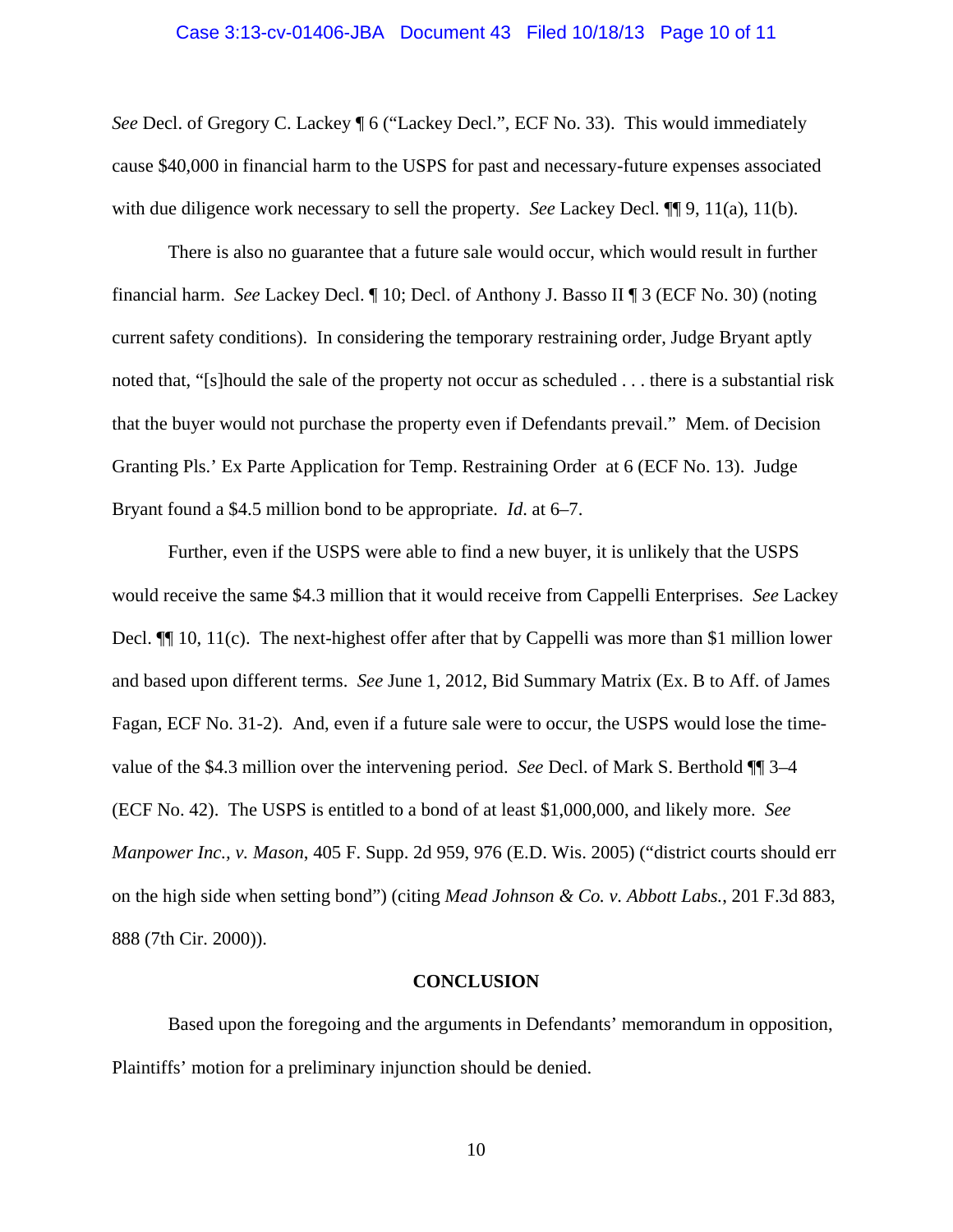*See* Decl. of Gregory C. Lackey ¶ 6 ("Lackey Decl.", ECF No. 33). This would immediately cause $40,000 in financial harm to the USPS for past and necessary-future expenses associated with due diligence work necessary to sell the property. *See* Lackey Decl. ¶¶ 9, 11(a), 11(b).

There is also no guarantee that a future sale would occur, which would result in further financial harm. *See* Lackey Decl. ¶ 10; Decl. of Anthony J. Basso II ¶ 3 (ECF No. 30) (noting current safety conditions). In considering the temporary restraining order, Judge Bryant aptly noted that, "[s]hould the sale of the property not occur as scheduled . . . there is a substantial risk that the buyer would not purchase the property even if Defendants prevail." Mem. of Decision Granting Pls.' Ex Parte Application for Temp. Restraining Order at 6 (ECF No. 13). Judge Bryant found a $4.5 million bond to be appropriate. *Id.* at 6–7.

Further, even if the USPS were able to find a new buyer, it is unlikely that the USPS would receive the same $4.3 million that it would receive from Cappelli Enterprises. *See* Lackey Decl. ¶¶ 10, 11(c). The next-highest offer after that by Cappelli was more than $1 million lower and based upon different terms. *See* June 1, 2012, Bid Summary Matrix (Ex. B to Aff. of James Fagan, ECF No. 31-2). And, even if a future sale were to occur, the USPS would lose the time-value of the $4.3 million over the intervening period. *See* Decl. of Mark S. Berthold ¶¶ 3–4 (ECF No. 42). The USPS is entitled to a bond of at least $1,000,000, and likely more. *See* *Manpower Inc., v. Mason*, 405 F. Supp. 2d 959, 976 (E.D. Wis. 2005) ("district courts should err on the high side when setting bond") (citing *Mead Johnson & Co. v. Abbott Labs.*, 201 F.3d 883, 888 (7th Cir. 2000)).

## CONCLUSION

Based upon the foregoing and the arguments in Defendants' memorandum in opposition, Plaintiffs' motion for a preliminary injunction should be denied.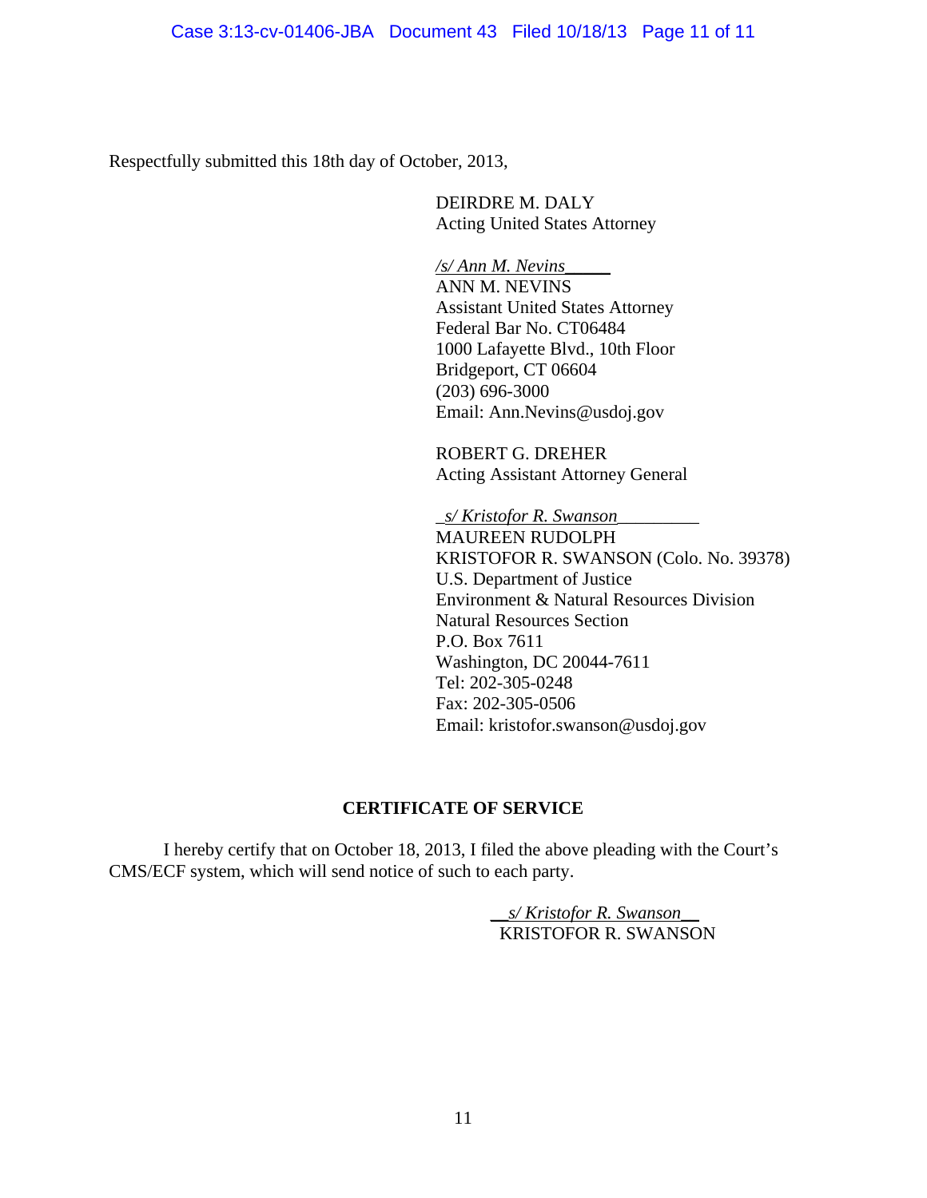Respectfully submitted this 18th day of October, 2013,

DEIRDRE M. DALY
Acting United States Attorney

*/s/ Ann M. Nevins*
ANN M. NEVINS
Assistant United States Attorney
Federal Bar No. CT06484
1000 Lafayette Blvd., 10th Floor
Bridgeport, CT 06604
(203) 696-3000
Email: Ann.Nevins@usdoj.gov

ROBERT G. DREHER
Acting Assistant Attorney General

*s/ Kristofor R. Swanson*
MAUREEN RUDOLPH
KRISTOFOR R. SWANSON (Colo. No. 39378)
U.S. Department of Justice
Environment & Natural Resources Division
Natural Resources Section
P.O. Box 7611
Washington, DC 20044-7611
Tel: 202-305-0248
Fax: 202-305-0506
Email: kristofor.swanson@usdoj.gov

**CERTIFICATE OF SERVICE**

I hereby certify that on October 18, 2013, I filed the above pleading with the Court's CMS/ECF system, which will send notice of such to each party.

*s/ Kristofor R. Swanson*
KRISTOFOR R. SWANSON